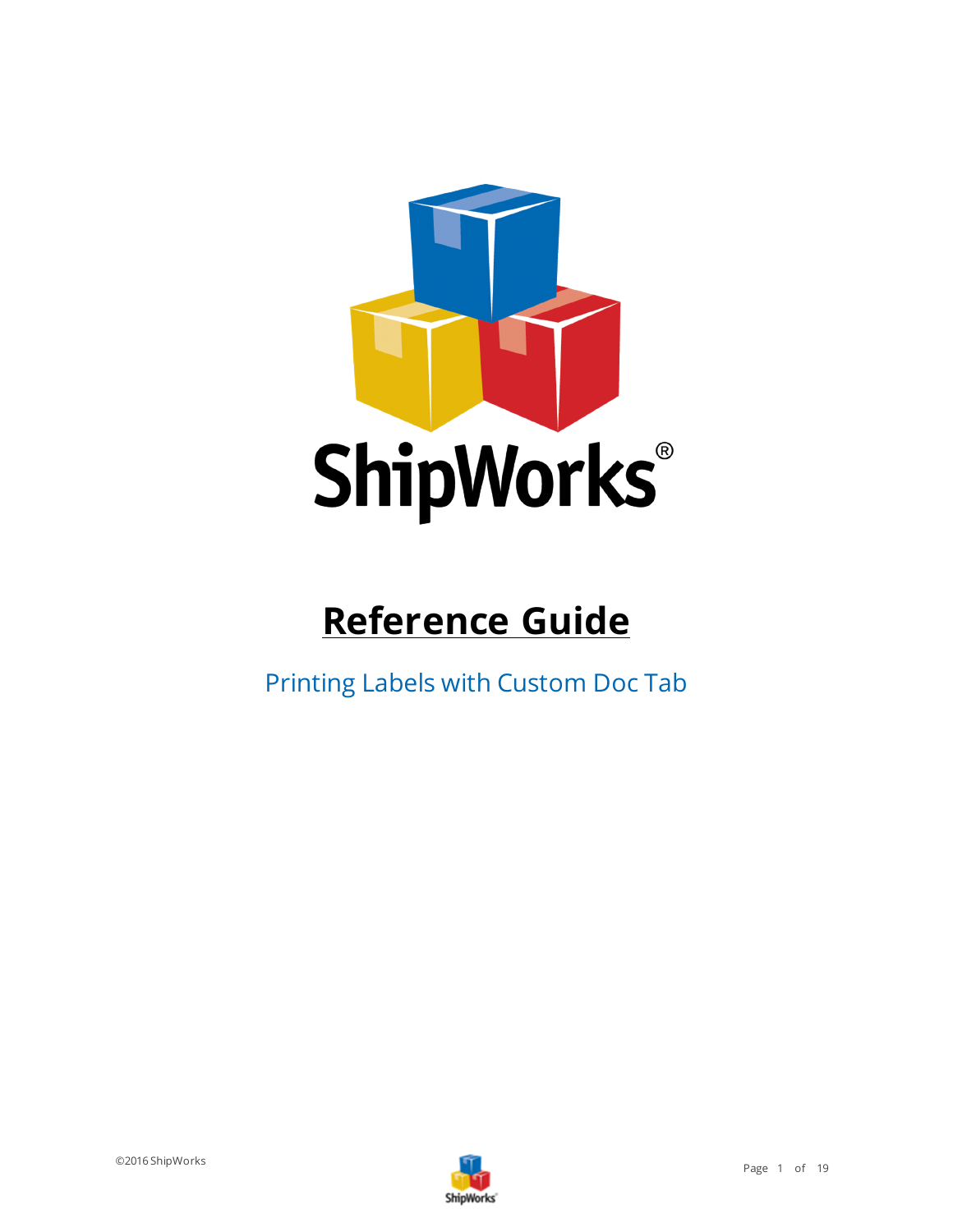ShipWorks®

# Reference Guide

Printing Labels with Custom Doc Tab

©2016 ShipWorks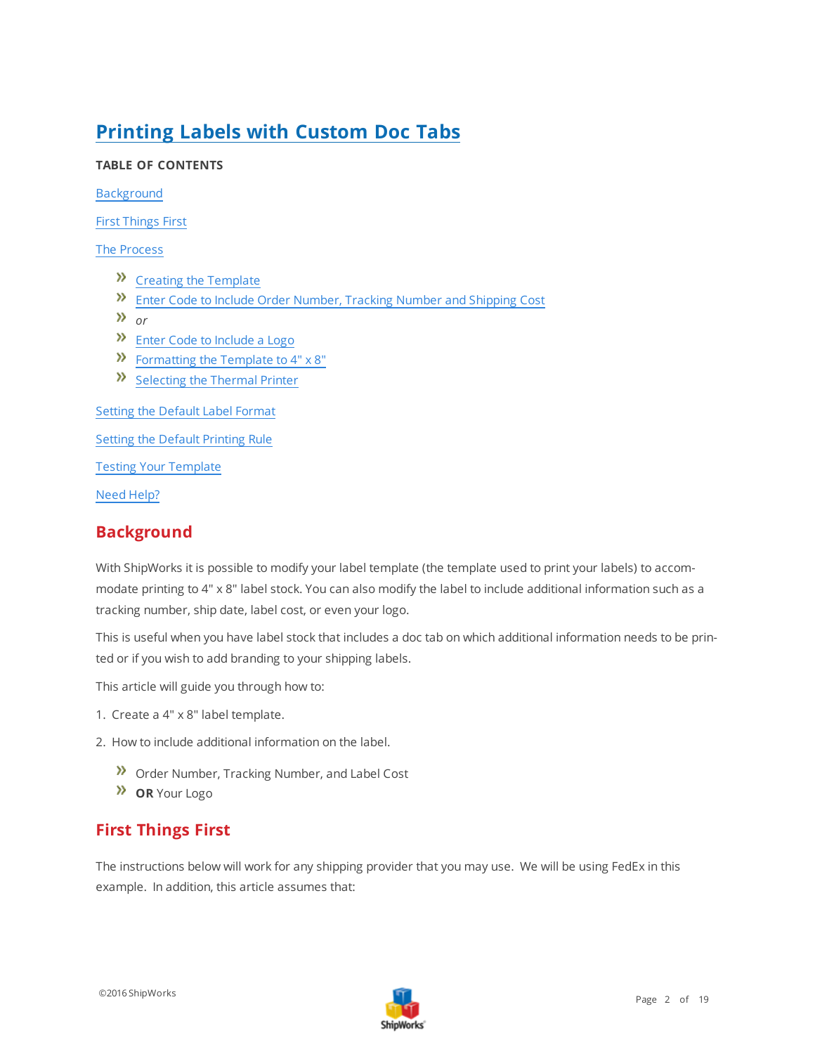# Printing Labels with Custom Doc Tabs

**TABLE OF CONTENTS**

Background

First Things First

The Process

- Creating the Template
- Enter Code to Include Order Number, Tracking Number and Shipping Cost
- *or*
- Enter Code to Include a Logo
- Formatting the Template to 4" x 8"
- Selecting the Thermal Printer

Setting the Default Label Format

Setting the Default Printing Rule

Testing Your Template

Need Help?

## Background

With ShipWorks it is possible to modify your label template (the template used to print your labels) to accommodate printing to 4" x 8" label stock. You can also modify the label to include additional information such as a tracking number, ship date, label cost, or even your logo.

This is useful when you have label stock that includes a doc tab on which additional information needs to be printed or if you wish to add branding to your shipping labels.

This article will guide you through how to:

1. Create a 4" x 8" label template.
2. How to include additional information on the label.

   - Order Number, Tracking Number, and Label Cost
   - **OR** Your Logo

## First Things First

The instructions below will work for any shipping provider that you may use. We will be using FedEx in this example. In addition, this article assumes that: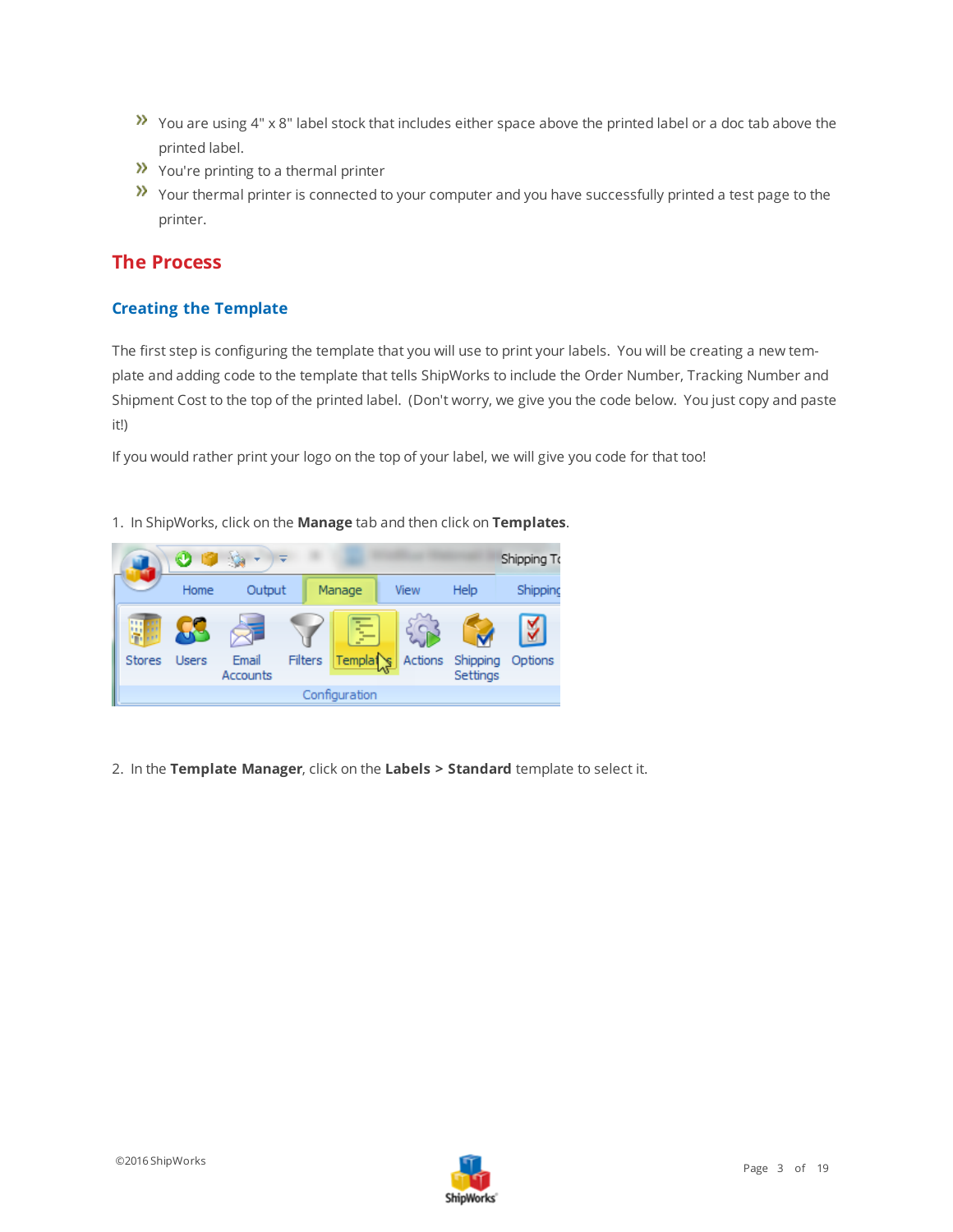- You are using 4" x 8" label stock that includes either space above the printed label or a doc tab above the printed label.
- You're printing to a thermal printer
- Your thermal printer is connected to your computer and you have successfully printed a test page to the printer.

## The Process

### Creating the Template

The first step is configuring the template that you will use to print your labels. You will be creating a new template and adding code to the template that tells ShipWorks to include the Order Number, Tracking Number and Shipment Cost to the top of the printed label. (Don't worry, we give you the code below. You just copy and paste it!)

If you would rather print your logo on the top of your label, we will give you code for that too!

1. In ShipWorks, click on the **Manage** tab and then click on **Templates**.

2. In the **Template Manager**, click on the **Labels > Standard** template to select it.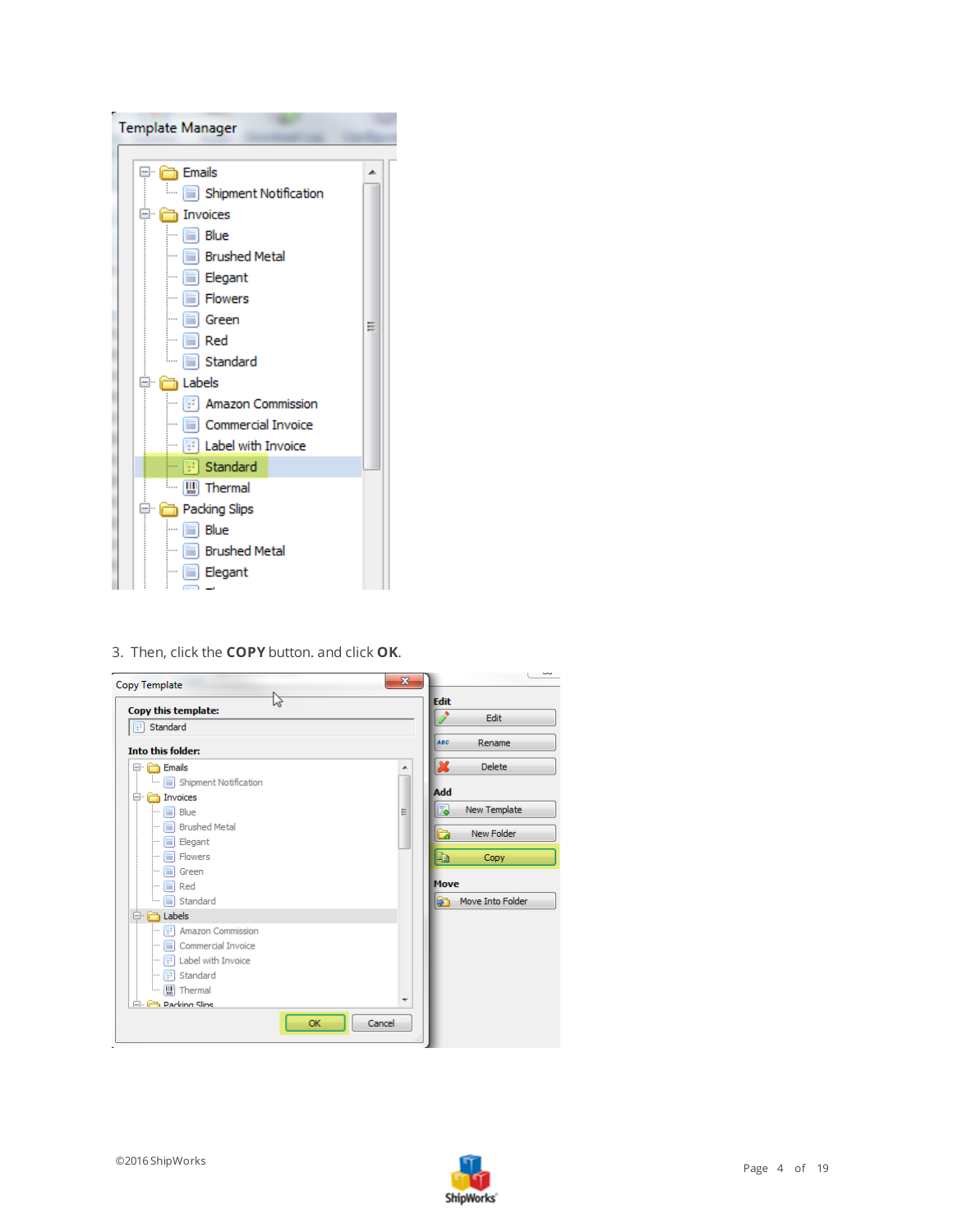3. Then, click the **COPY** button. and click **OK**.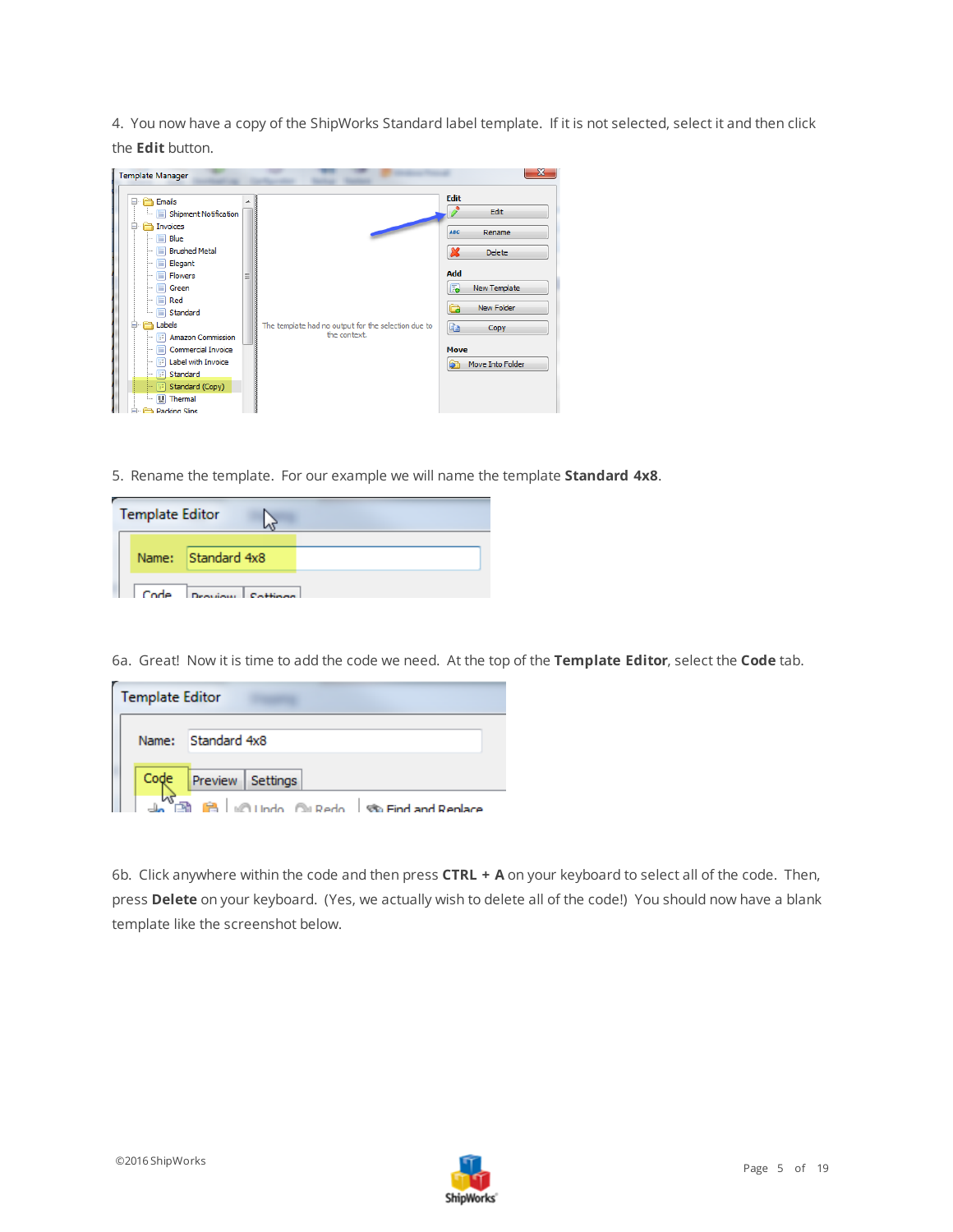4. You now have a copy of the ShipWorks Standard label template. If it is not selected, select it and then click the **Edit** button.

5. Rename the template. For our example we will name the template **Standard 4x8**.

6a. Great! Now it is time to add the code we need. At the top of the **Template Editor**, select the **Code** tab.

6b. Click anywhere within the code and then press **CTRL + A** on your keyboard to select all of the code. Then, press **Delete** on your keyboard. (Yes, we actually wish to delete all of the code!) You should now have a blank template like the screenshot below.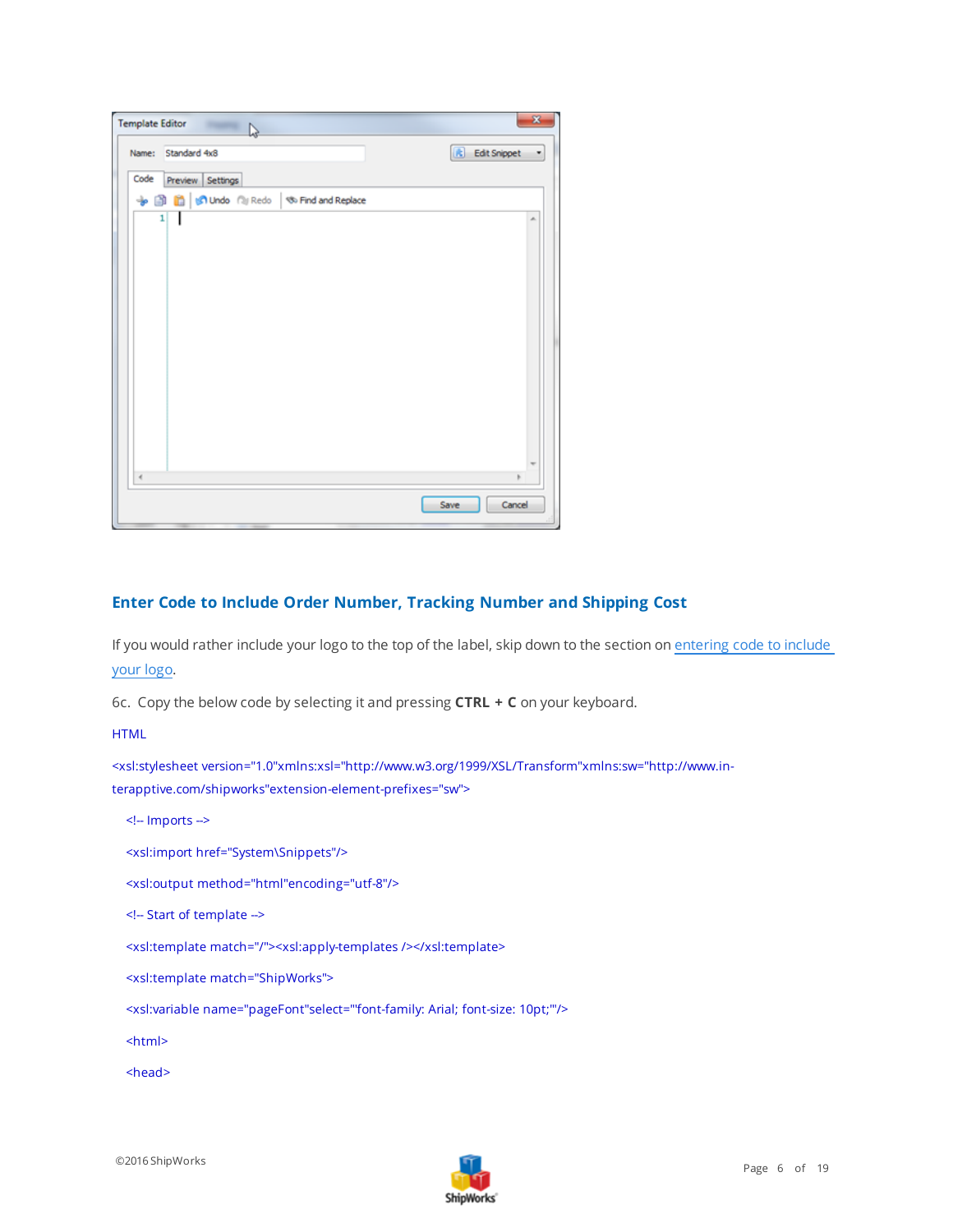## Enter Code to Include Order Number, Tracking Number and Shipping Cost

If you would rather include your logo to the top of the label, skip down to the section on [entering code to include your logo](#).

6c. Copy the below code by selecting it and pressing **CTRL + C** on your keyboard.

HTML

```
<xsl:stylesheet version="1.0"xmlns:xsl="http://www.w3.org/1999/XSL/Transform"xmlns:sw="http://www.in-terapptive.com/shipworks"extension-element-prefixes="sw">

  <!-- Imports -->

  <xsl:import href="System\Snippets"/>

  <xsl:output method="html"encoding="utf-8"/>

  <!-- Start of template -->

  <xsl:template match="/"><xsl:apply-templates /></xsl:template>

  <xsl:template match="ShipWorks">

  <xsl:variable name="pageFont"select="'font-family: Arial; font-size: 10pt;'"/>

  <html>

  <head>
```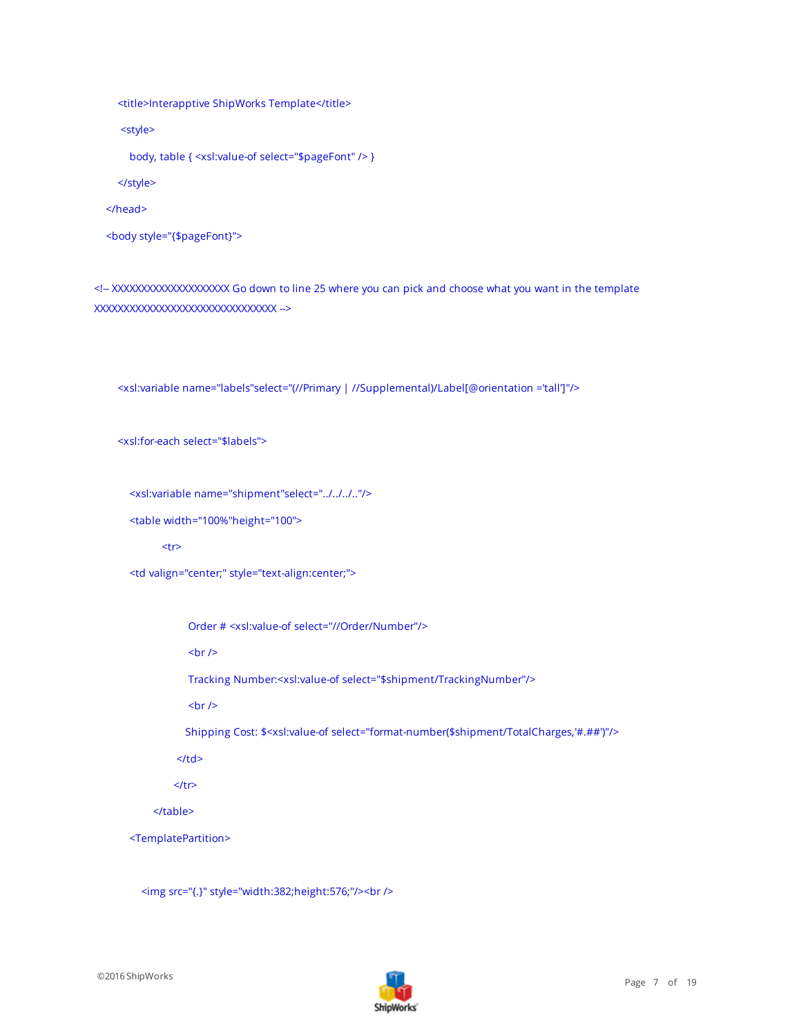```
        <title>Interapptive ShipWorks Template</title>
         <style>
           body, table { <xsl:value-of select="$pageFont" /> }
        </style>
    </head>
    <body style="{$pageFont}">

<!-- XXXXXXXXXXXXXXXXXXXX Go down to line 25 where you can pick and choose what you want in the template
XXXXXXXXXXXXXXXXXXXXXXXXXXXXXXXX -->


        <xsl:variable name="labels"select="(//Primary | //Supplemental)/Label[@orientation ='tall']"/>

        <xsl:for-each select="$labels">

           <xsl:variable name="shipment"select="../../../.."/>
           <table width="100%"height="100">
                      <tr>
           <td valign="center;" style="text-align:center;">

                               Order # <xsl:value-of select="//Order/Number"/>
                               <br />
                               Tracking Number:<xsl:value-of select="$shipment/TrackingNumber"/>
                               <br />
                              Shipping Cost: $<xsl:value-of select="format-number($shipment/TotalCharges,'#.##')"/>
                           </td>
                          </tr>
                  </table>
           <TemplatePartition>

               <img src="{.}" style="width:382;height:576;"/><br />
```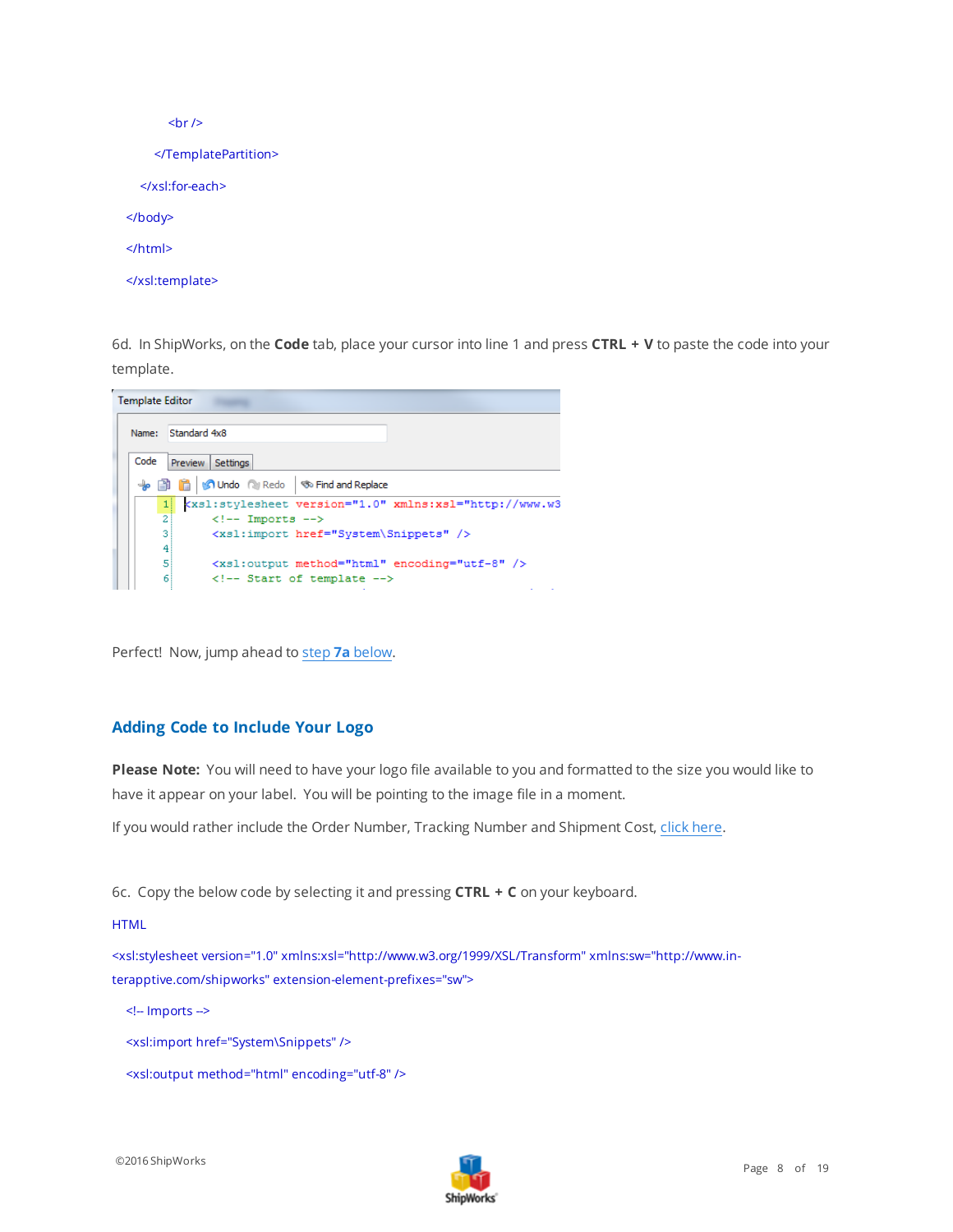```
<br />
</TemplatePartition>
</xsl:for-each>
</body>
</html>
</xsl:template>
```

6d. In ShipWorks, on the **Code** tab, place your cursor into line 1 and press **CTRL + V** to paste the code into your template.

Perfect! Now, jump ahead to [step **7a** below](#).

## Adding Code to Include Your Logo

**Please Note:** You will need to have your logo file available to you and formatted to the size you would like to have it appear on your label. You will be pointing to the image file in a moment.

If you would rather include the Order Number, Tracking Number and Shipment Cost, [click here](#).

6c. Copy the below code by selecting it and pressing **CTRL + C** on your keyboard.

HTML

```
<xsl:stylesheet version="1.0" xmlns:xsl="http://www.w3.org/1999/XSL/Transform" xmlns:sw="http://www.in-terapptive.com/shipworks" extension-element-prefixes="sw">
<!-- Imports -->
<xsl:import href="System\Snippets" />
<xsl:output method="html" encoding="utf-8" />
```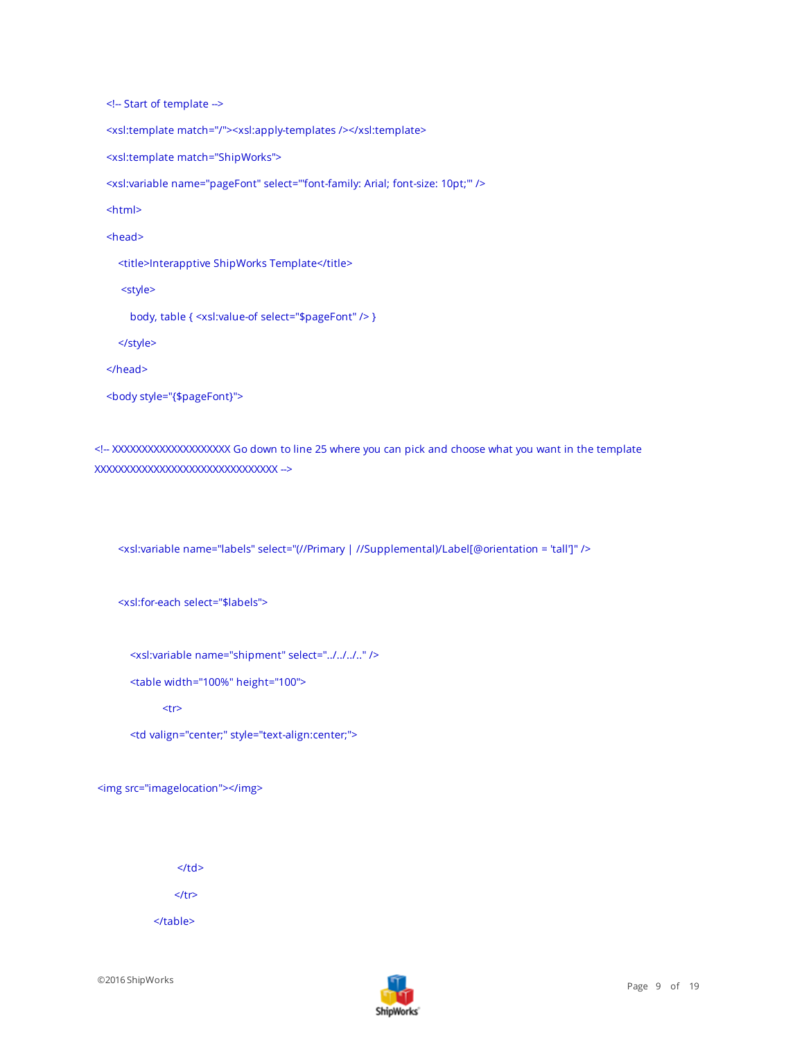```
<!-- Start of template -->

<xsl:template match="/"><xsl:apply-templates /></xsl:template>

<xsl:template match="ShipWorks">

<xsl:variable name="pageFont" select="'font-family: Arial; font-size: 10pt;'" />

<html>

<head>

    <title>Interapptive ShipWorks Template</title>

     <style>

        body, table { <xsl:value-of select="$pageFont" /> }

    </style>

</head>

<body style="{$pageFont}">


<!-- XXXXXXXXXXXXXXXXXXXX Go down to line 25 where you can pick and choose what you want in the template
XXXXXXXXXXXXXXXXXXXXXXXXXXXXXX -->



    <xsl:variable name="labels" select="(//Primary | //Supplemental)/Label[@orientation = 'tall']" />


    <xsl:for-each select="$labels">


        <xsl:variable name="shipment" select="../../../.." />

        <table width="100%" height="100">

                   <tr>

        <td valign="center;" style="text-align:center;">


 <img src="imagelocation"></img>



                         </td>

                        </tr>

                  </table>
```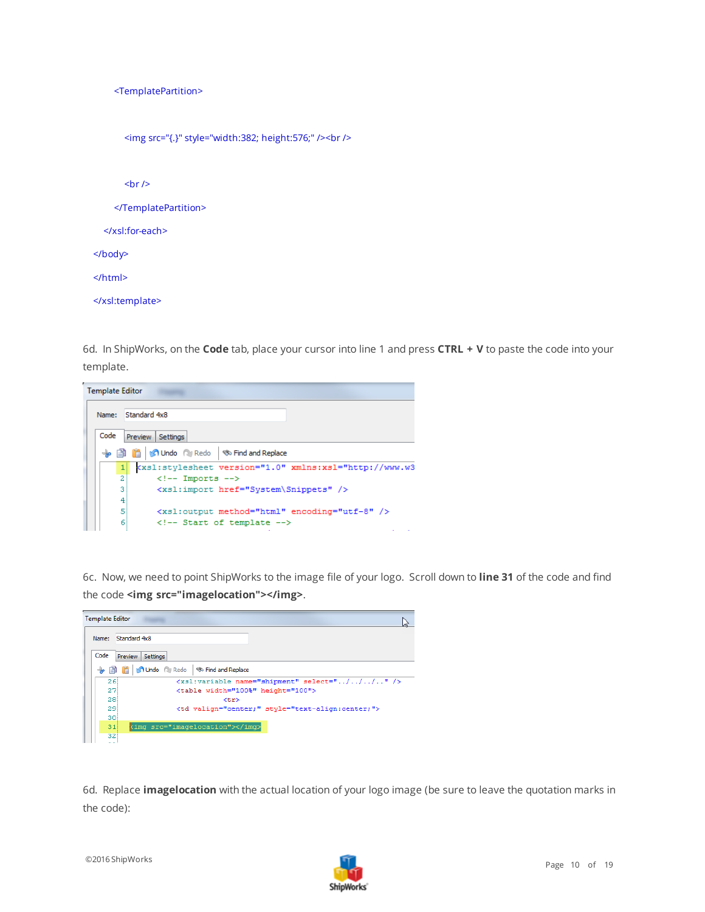```
        <TemplatePartition>

            <img src="{.}" style="width:382; height:576;" /><br />

            <br />
        </TemplatePartition>
    </xsl:for-each>
</body>
</html>
</xsl:template>
```

6d. In ShipWorks, on the **Code** tab, place your cursor into line 1 and press **CTRL + V** to paste the code into your template.

6c. Now, we need to point ShipWorks to the image file of your logo. Scroll down to **line 31** of the code and find the code **<img src="imagelocation"></img>**.

6d. Replace **imagelocation** with the actual location of your logo image (be sure to leave the quotation marks in the code):

©2016 ShipWorks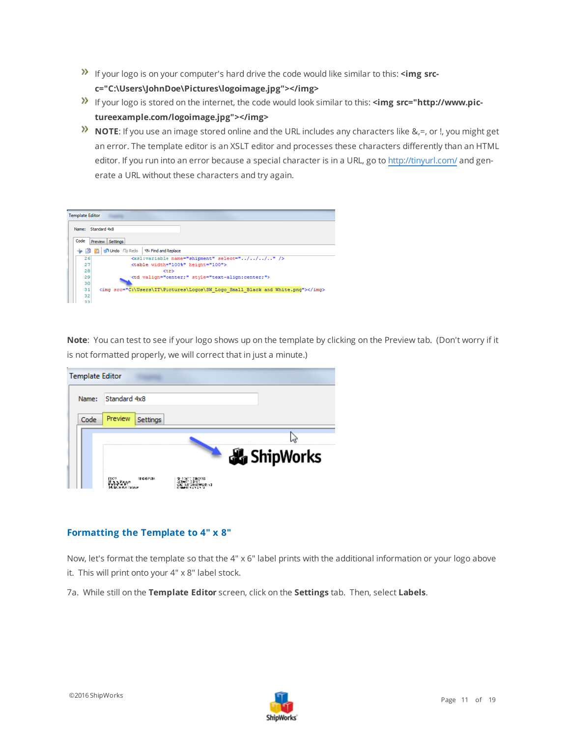- If your logo is on your computer's hard drive the code would like similar to this: **<img src="C:\Users\JohnDoe\Pictures\logoimage.jpg"></img>**
- If your logo is stored on the internet, the code would look similar to this: **<img src="http://www.picturexample.com/logoimage.jpg"></img>**
- **NOTE**: If you use an image stored online and the URL includes any characters like &,=, or !, you might get an error. The template editor is an XSLT editor and processes these characters differently than an HTML editor. If you run into an error because a special character is in a URL, go to http://tinyurl.com/ and generate a URL without these characters and try again.

**Note**: You can test to see if your logo shows up on the template by clicking on the Preview tab. (Don't worry if it is not formatted properly, we will correct that in just a minute.)

## Formatting the Template to 4" x 8"

Now, let's format the template so that the 4" x 6" label prints with the additional information or your logo above it. This will print onto your 4" x 8" label stock.

7a. While still on the **Template Editor** screen, click on the **Settings** tab. Then, select **Labels**.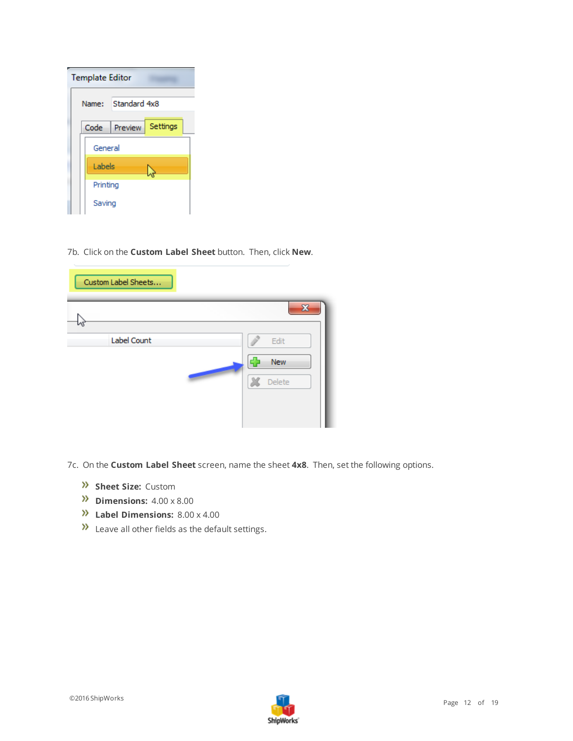7b. Click on the **Custom Label Sheet** button. Then, click **New**.

7c. On the **Custom Label Sheet** screen, name the sheet **4x8**. Then, set the following options.

- **Sheet Size:** Custom
- **Dimensions:** 4.00 x 8.00
- **Label Dimensions:** 8.00 x 4.00
- Leave all other fields as the default settings.

©2016 ShipWorks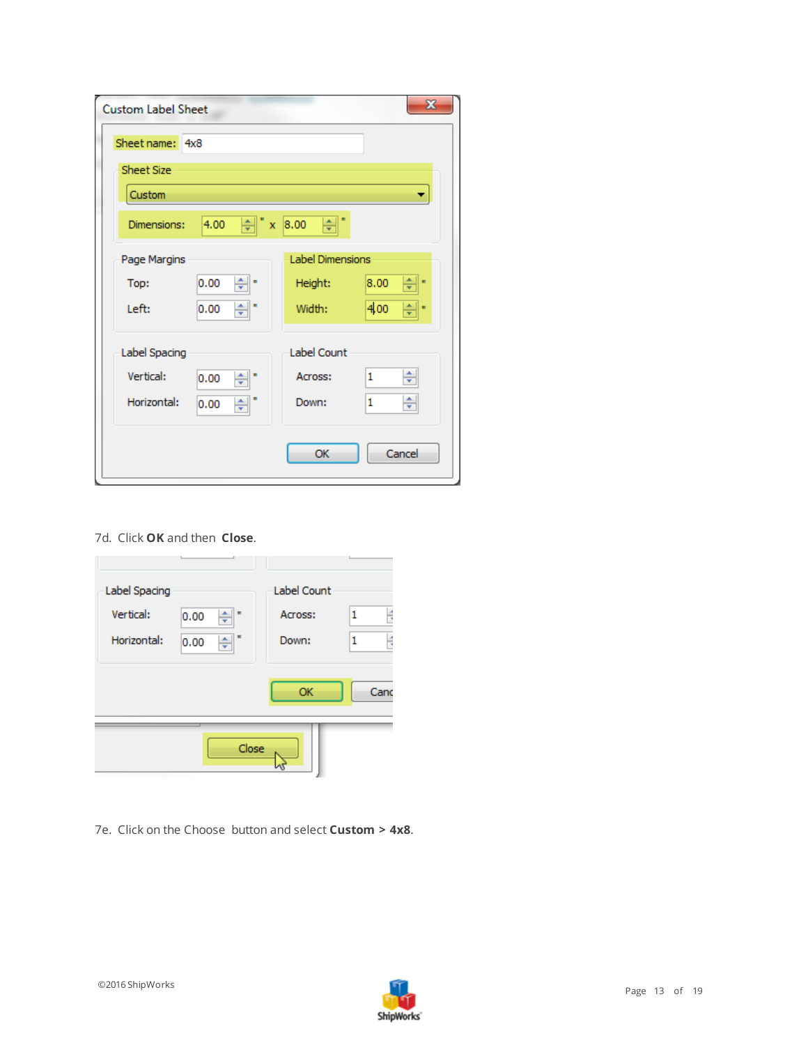7d. Click **OK** and then **Close**.

7e. Click on the Choose button and select **Custom** > **4x8**.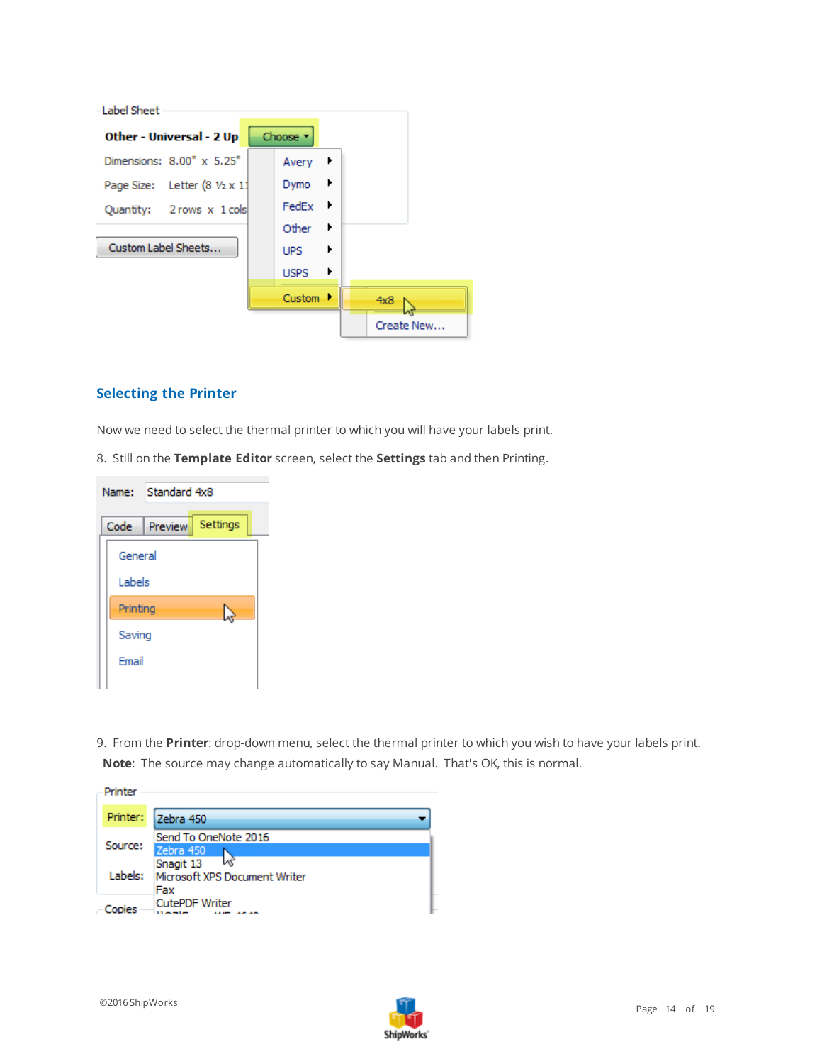## Selecting the Printer

Now we need to select the thermal printer to which you will have your labels print.

8. Still on the **Template Editor** screen, select the **Settings** tab and then Printing.

9. From the **Printer**: drop-down menu, select the thermal printer to which you wish to have your labels print.
   **Note**: The source may change automatically to say Manual. That's OK, this is normal.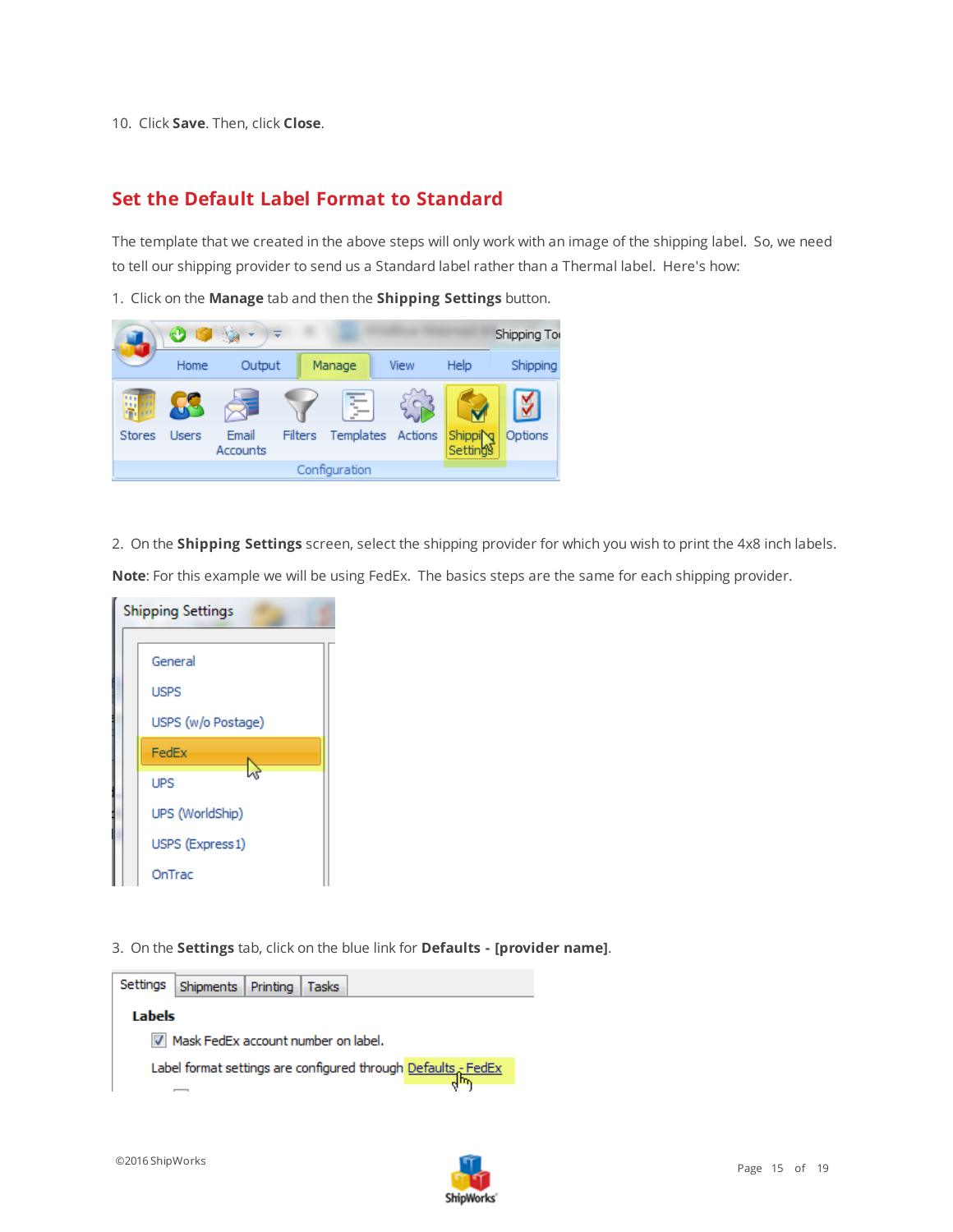10. Click **Save**. Then, click **Close**.

## Set the Default Label Format to Standard

The template that we created in the above steps will only work with an image of the shipping label. So, we need to tell our shipping provider to send us a Standard label rather than a Thermal label. Here's how:

1. Click on the **Manage** tab and then the **Shipping Settings** button.

2. On the **Shipping Settings** screen, select the shipping provider for which you wish to print the 4x8 inch labels.

**Note**: For this example we will be using FedEx. The basics steps are the same for each shipping provider.

3. On the **Settings** tab, click on the blue link for **Defaults - [provider name]**.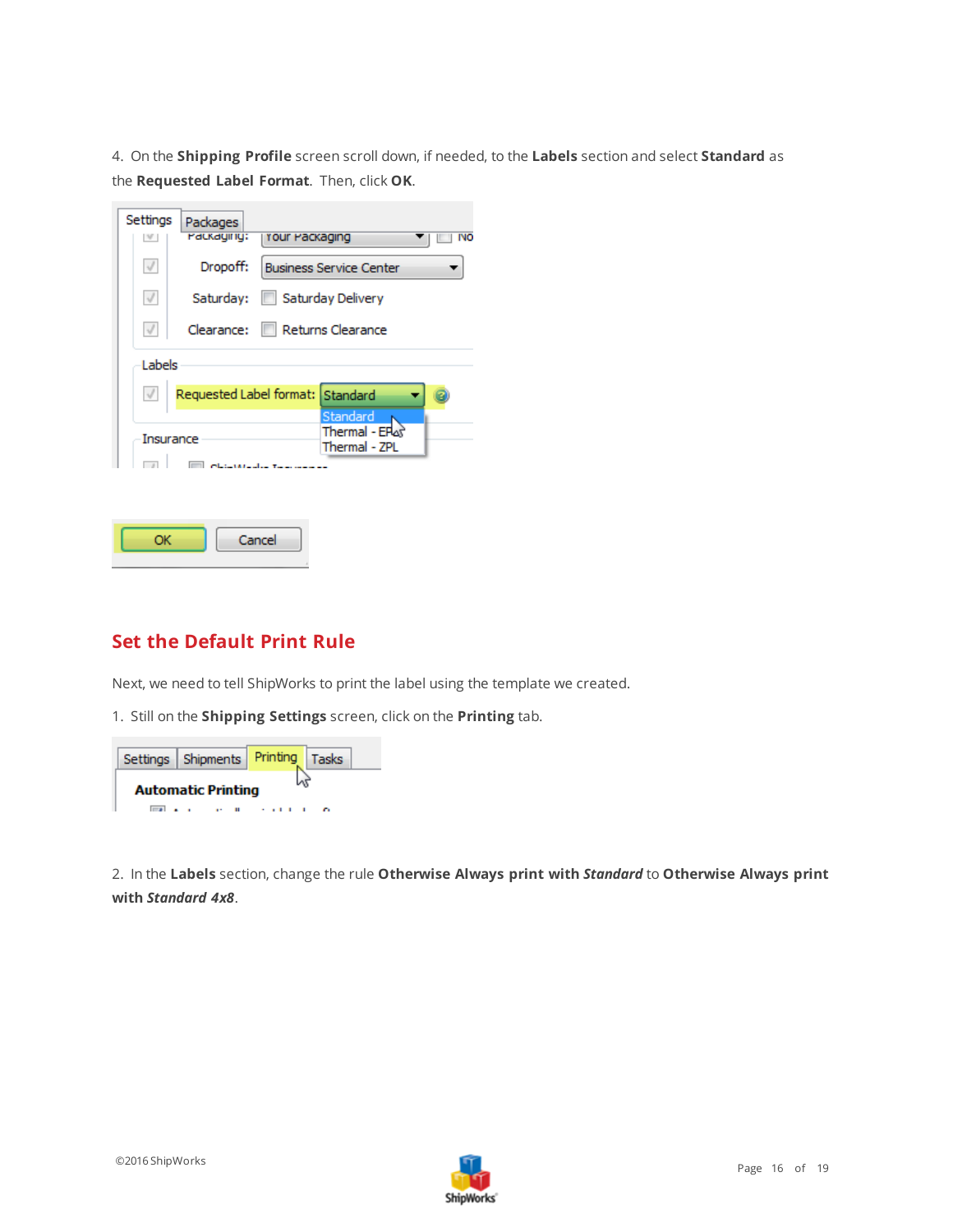4. On the **Shipping Profile** screen scroll down, if needed, to the **Labels** section and select **Standard** as the **Requested Label Format**. Then, click **OK**.

## Set the Default Print Rule

Next, we need to tell ShipWorks to print the label using the template we created.

1. Still on the **Shipping Settings** screen, click on the **Printing** tab.

2. In the **Labels** section, change the rule **Otherwise Always print with *Standard*** to **Otherwise Always print with *Standard 4x8***.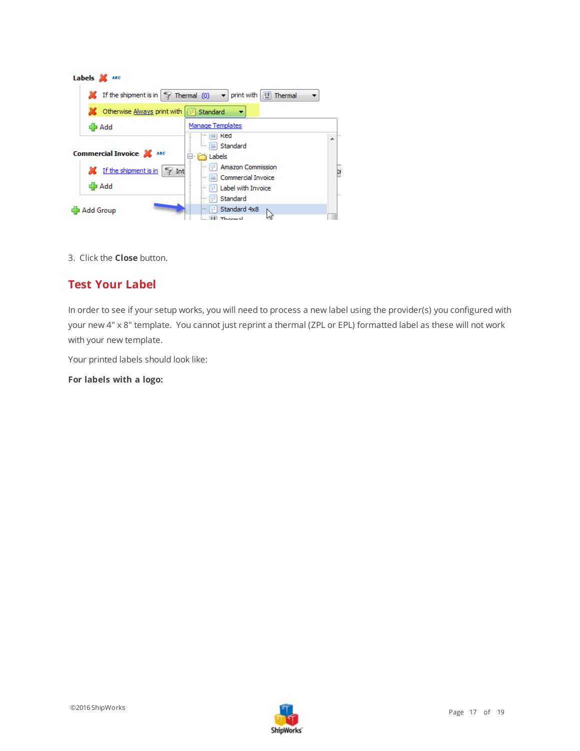3. Click the **Close** button.

## Test Your Label

In order to see if your setup works, you will need to process a new label using the provider(s) you configured with your new 4" x 8" template. You cannot just reprint a thermal (ZPL or EPL) formatted label as these will not work with your new template.

Your printed labels should look like:

**For labels with a logo:**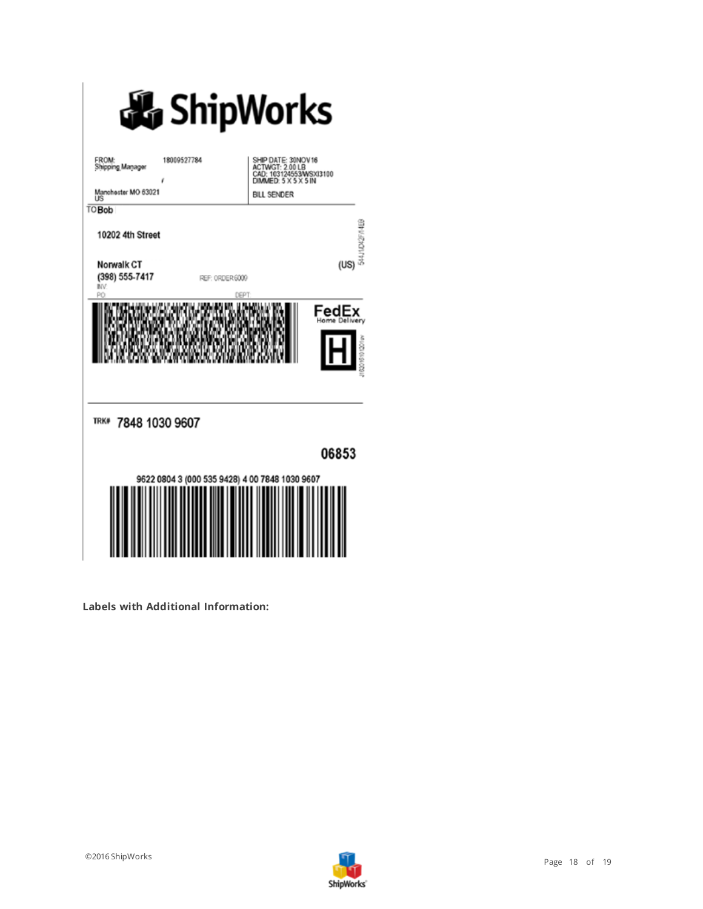ShipWorks

FROM: 18009527784
Shipping Manager

Manchester MO 63021
US

SHIP DATE: 30NOV16
ACTWGT: 2.00 LB
CAD: 103124553/WSXI3100
DIMMED: 5 X 5 X 5 IN

BILL SENDER

TO Bob

10202 4th Street

Norwalk CT (US)
(398) 555-7417 REF: ORDER6009
INV
PO DEPT

FedEx
Home Delivery

H

TRK# 7848 1030 9607

06853

9622 0804 3 (000 535 9428) 4 00 7848 1030 9607

**Labels with Additional Information:**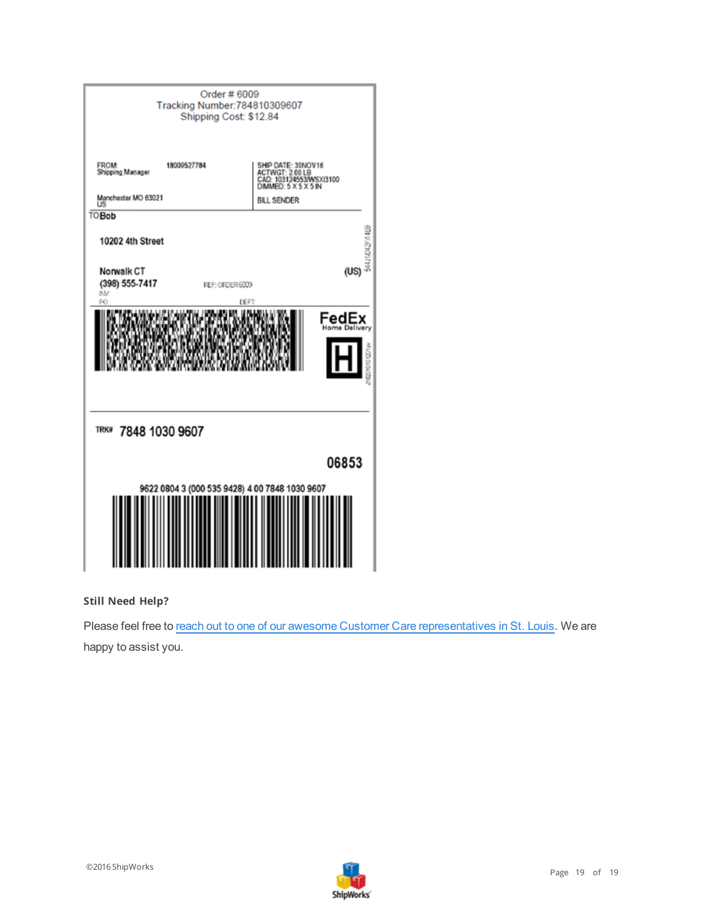Order # 6009
Tracking Number:784810309607
Shipping Cost: $12.84

FROM: Shipping Manager
18009527784
Manchester MO 63021
US

SHIP DATE: 30NOV16
ACTWGT: 2.00 LB
CAD: 103124553/WSXI3100
DIMMED: 5 X 5 X 5 IN
BILL SENDER

TO Bob
10202 4th Street
Norwalk CT (US)
(398) 555-7417
REF: ORDER6009
INV
PO
DEPT

FedEx
Home Delivery

H

TRK# 7848 1030 9607

06853

9622 0804 3 (000 535 9428) 4 00 7848 1030 9607

### Still Need Help?

Please feel free to reach out to one of our awesome Customer Care representatives in St. Louis. We are happy to assist you.

©2016 ShipWorks